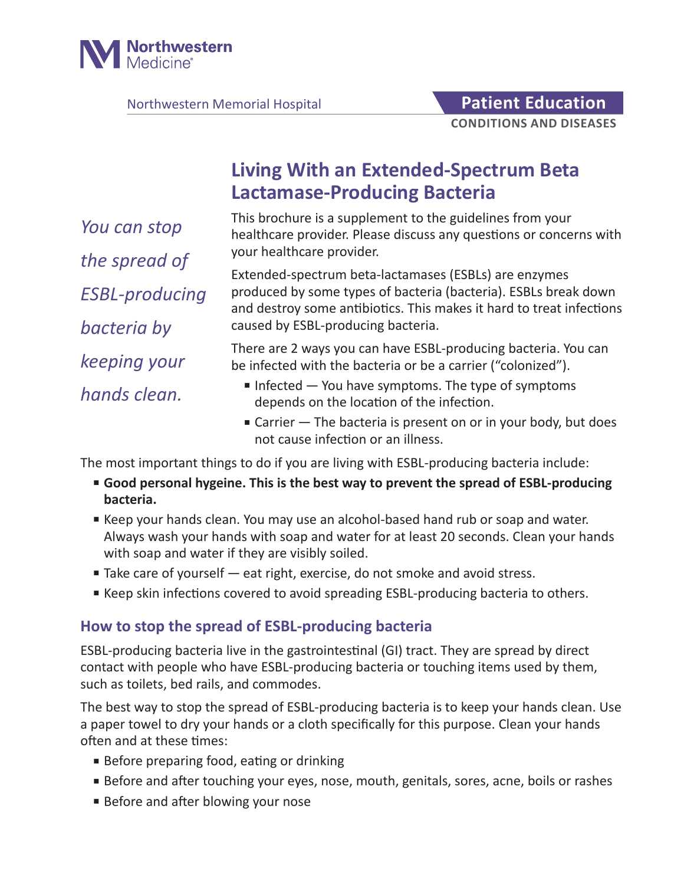Northwestern Medicine

Northwestern Memorial Hospital

**Patient Education**
**CONDITIONS AND DISEASES**

# Living With an Extended-Spectrum Beta Lactamase-Producing Bacteria

*You can stop the spread of ESBL-producing bacteria by keeping your hands clean.*

This brochure is a supplement to the guidelines from your healthcare provider. Please discuss any questions or concerns with your healthcare provider.

Extended-spectrum beta-lactamases (ESBLs) are enzymes produced by some types of bacteria (bacteria). ESBLs break down and destroy some antibiotics. This makes it hard to treat infections caused by ESBL-producing bacteria.

There are 2 ways you can have ESBL-producing bacteria. You can be infected with the bacteria or be a carrier ("colonized").

- Infected — You have symptoms. The type of symptoms depends on the location of the infection.
- Carrier — The bacteria is present on or in your body, but does not cause infection or an illness.

The most important things to do if you are living with ESBL-producing bacteria include:

- **Good personal hygeine. This is the best way to prevent the spread of ESBL-producing bacteria.**
- Keep your hands clean. You may use an alcohol-based hand rub or soap and water. Always wash your hands with soap and water for at least 20 seconds. Clean your hands with soap and water if they are visibly soiled.
- Take care of yourself — eat right, exercise, do not smoke and avoid stress.
- Keep skin infections covered to avoid spreading ESBL-producing bacteria to others.

## How to stop the spread of ESBL-producing bacteria

ESBL-producing bacteria live in the gastrointestinal (GI) tract. They are spread by direct contact with people who have ESBL-producing bacteria or touching items used by them, such as toilets, bed rails, and commodes.

The best way to stop the spread of ESBL-producing bacteria is to keep your hands clean. Use a paper towel to dry your hands or a cloth specifically for this purpose. Clean your hands often and at these times:

- Before preparing food, eating or drinking
- Before and after touching your eyes, nose, mouth, genitals, sores, acne, boils or rashes
- Before and after blowing your nose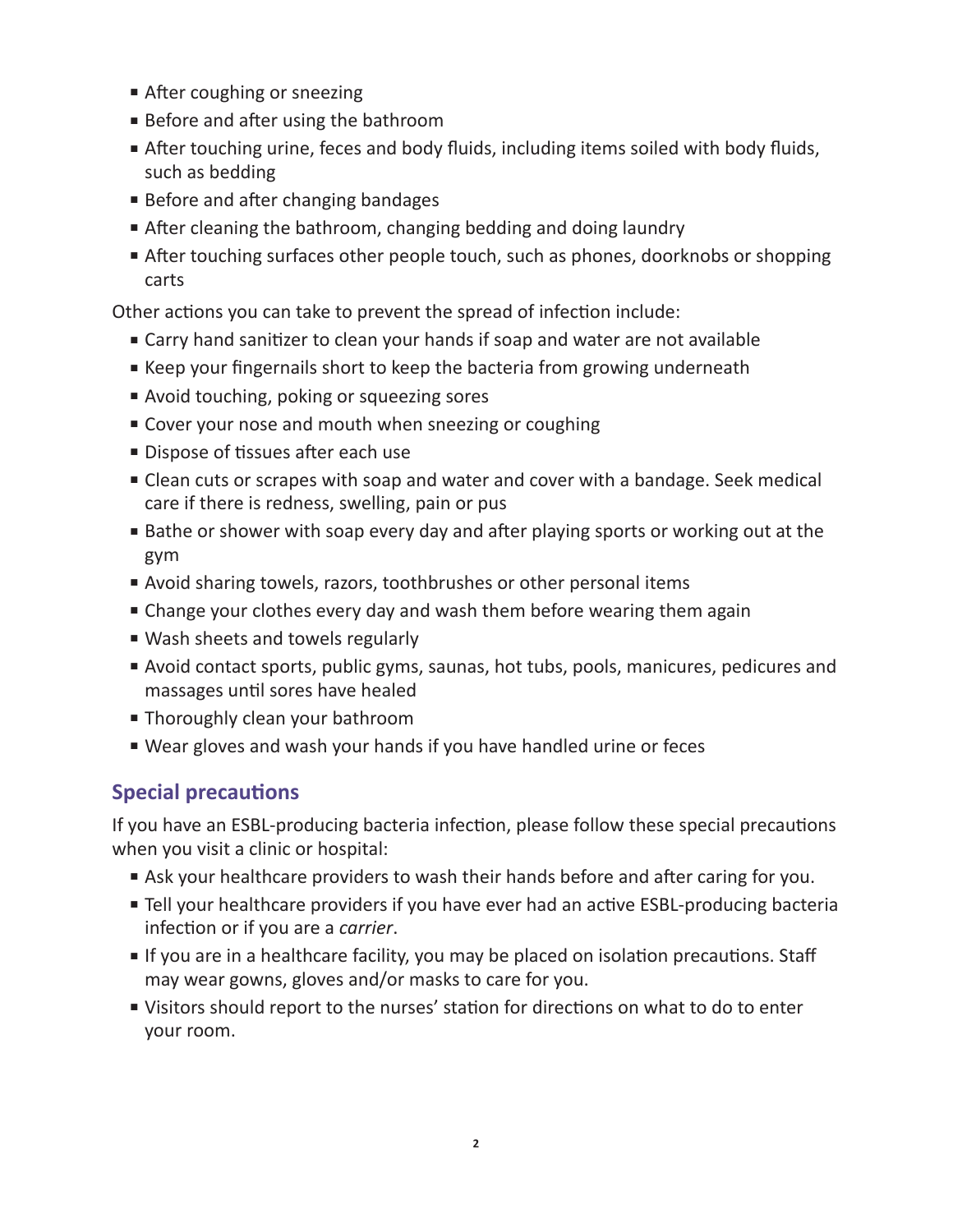- After coughing or sneezing
- Before and after using the bathroom
- After touching urine, feces and body fluids, including items soiled with body fluids, such as bedding
- Before and after changing bandages
- After cleaning the bathroom, changing bedding and doing laundry
- After touching surfaces other people touch, such as phones, doorknobs or shopping carts

Other actions you can take to prevent the spread of infection include:

- Carry hand sanitizer to clean your hands if soap and water are not available
- Keep your fingernails short to keep the bacteria from growing underneath
- Avoid touching, poking or squeezing sores
- Cover your nose and mouth when sneezing or coughing
- Dispose of tissues after each use
- Clean cuts or scrapes with soap and water and cover with a bandage. Seek medical care if there is redness, swelling, pain or pus
- Bathe or shower with soap every day and after playing sports or working out at the gym
- Avoid sharing towels, razors, toothbrushes or other personal items
- Change your clothes every day and wash them before wearing them again
- Wash sheets and towels regularly
- Avoid contact sports, public gyms, saunas, hot tubs, pools, manicures, pedicures and massages until sores have healed
- Thoroughly clean your bathroom
- Wear gloves and wash your hands if you have handled urine or feces

## Special precautions

If you have an ESBL-producing bacteria infection, please follow these special precautions when you visit a clinic or hospital:

- Ask your healthcare providers to wash their hands before and after caring for you.
- Tell your healthcare providers if you have ever had an active ESBL-producing bacteria infection or if you are a *carrier*.
- If you are in a healthcare facility, you may be placed on isolation precautions. Staff may wear gowns, gloves and/or masks to care for you.
- Visitors should report to the nurses' station for directions on what to do to enter your room.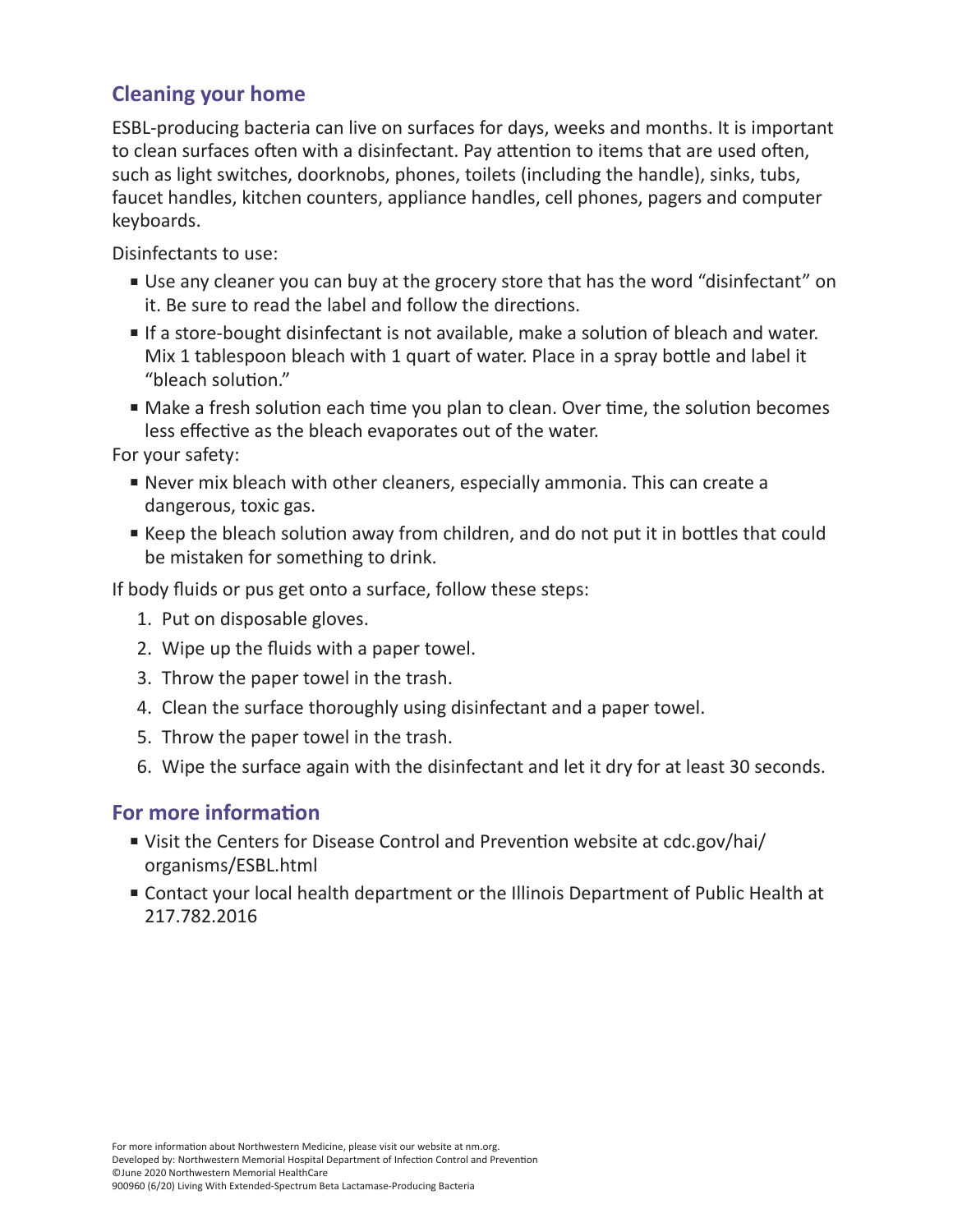## Cleaning your home

ESBL-producing bacteria can live on surfaces for days, weeks and months. It is important to clean surfaces often with a disinfectant. Pay attention to items that are used often, such as light switches, doorknobs, phones, toilets (including the handle), sinks, tubs, faucet handles, kitchen counters, appliance handles, cell phones, pagers and computer keyboards.

Disinfectants to use:

- Use any cleaner you can buy at the grocery store that has the word "disinfectant" on it. Be sure to read the label and follow the directions.
- If a store-bought disinfectant is not available, make a solution of bleach and water. Mix 1 tablespoon bleach with 1 quart of water. Place in a spray bottle and label it "bleach solution."
- Make a fresh solution each time you plan to clean. Over time, the solution becomes less effective as the bleach evaporates out of the water.

For your safety:

- Never mix bleach with other cleaners, especially ammonia. This can create a dangerous, toxic gas.
- Keep the bleach solution away from children, and do not put it in bottles that could be mistaken for something to drink.

If body fluids or pus get onto a surface, follow these steps:

1. Put on disposable gloves.
2. Wipe up the fluids with a paper towel.
3. Throw the paper towel in the trash.
4. Clean the surface thoroughly using disinfectant and a paper towel.
5. Throw the paper towel in the trash.
6. Wipe the surface again with the disinfectant and let it dry for at least 30 seconds.

## For more information

- Visit the Centers for Disease Control and Prevention website at cdc.gov/hai/organisms/ESBL.html
- Contact your local health department or the Illinois Department of Public Health at 217.782.2016

For more information about Northwestern Medicine, please visit our website at nm.org.
Developed by: Northwestern Memorial Hospital Department of Infection Control and Prevention
©June 2020 Northwestern Memorial HealthCare
900960 (6/20) Living With Extended-Spectrum Beta Lactamase-Producing Bacteria